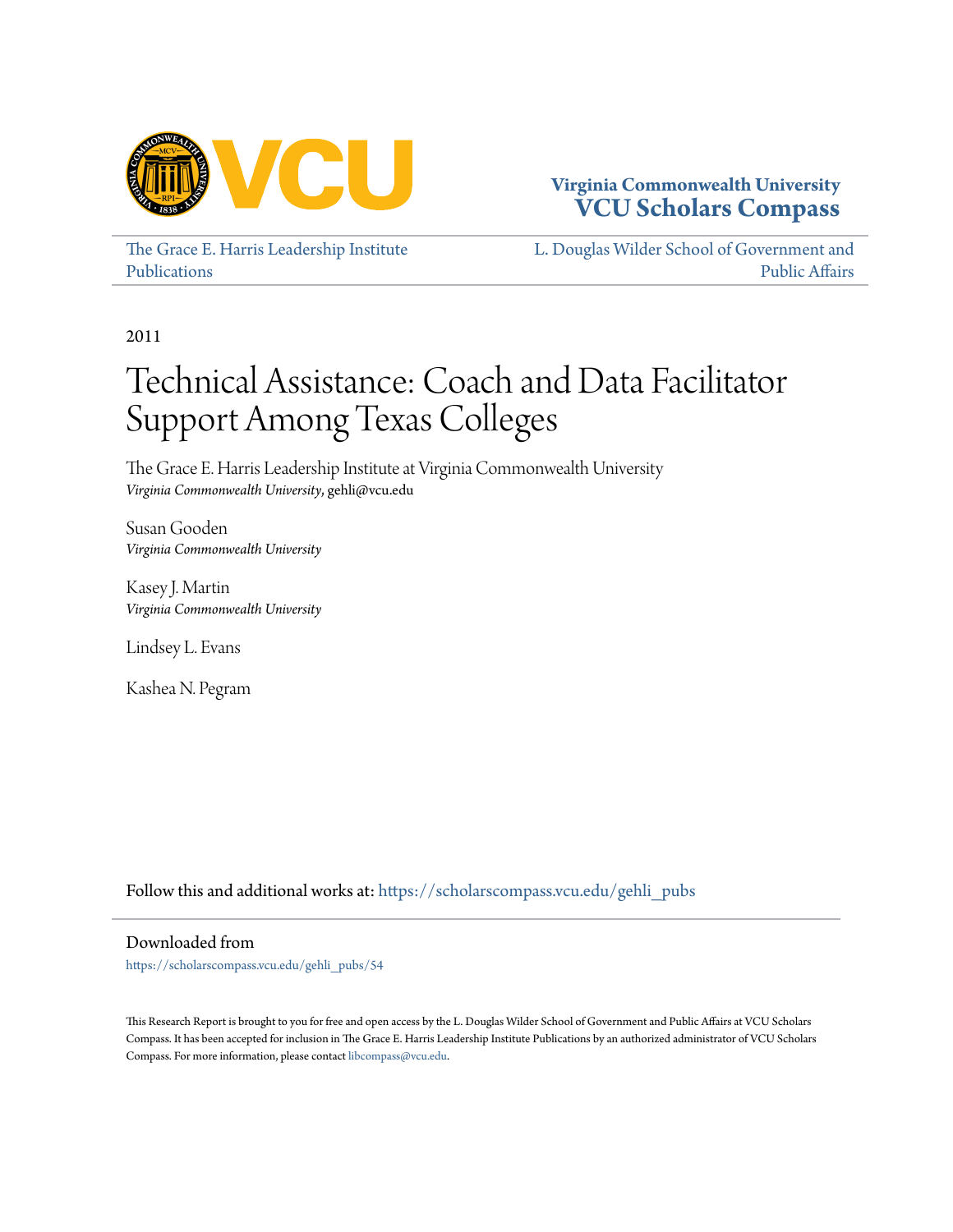Virginia Commonwealth University
**VCU Scholars Compass**

The Grace E. Harris Leadership Institute Publications

L. Douglas Wilder School of Government and Public Affairs

2011

# Technical Assistance: Coach and Data Facilitator Support Among Texas Colleges

The Grace E. Harris Leadership Institute at Virginia Commonwealth University
*Virginia Commonwealth University*, gehli@vcu.edu

Susan Gooden
*Virginia Commonwealth University*

Kasey J. Martin
*Virginia Commonwealth University*

Lindsey L. Evans

Kashea N. Pegram

Follow this and additional works at: https://scholarscompass.vcu.edu/gehli_pubs

Downloaded from

https://scholarscompass.vcu.edu/gehli_pubs/54

This Research Report is brought to you for free and open access by the L. Douglas Wilder School of Government and Public Affairs at VCU Scholars Compass. It has been accepted for inclusion in The Grace E. Harris Leadership Institute Publications by an authorized administrator of VCU Scholars Compass. For more information, please contact libcompass@vcu.edu.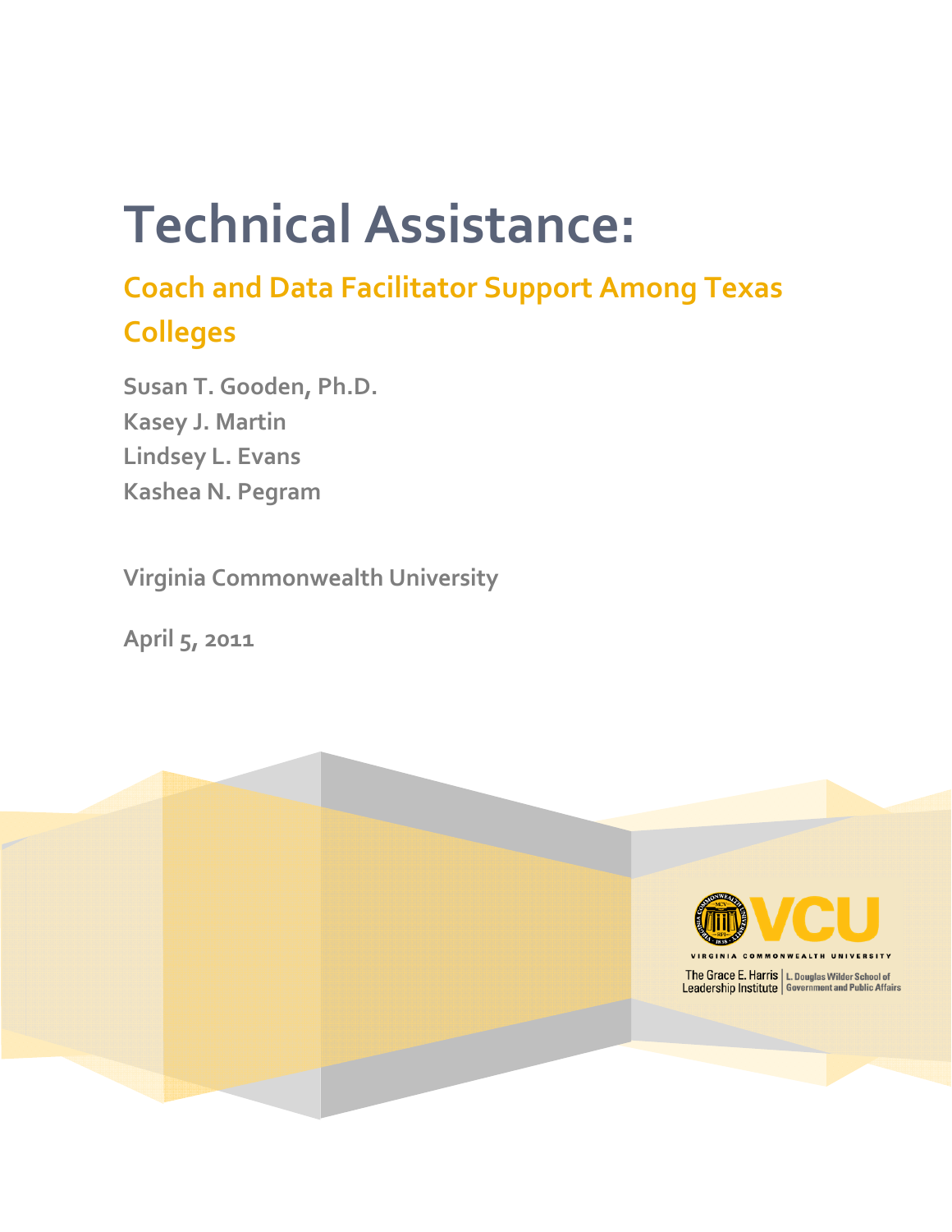# Technical Assistance:

## Coach and Data Facilitator Support Among Texas Colleges

**Susan T. Gooden, Ph.D.**
**Kasey J. Martin**
**Lindsey L. Evans**
**Kashea N. Pegram**

**Virginia Commonwealth University**

**April 5, 2011**

VCU
VIRGINIA COMMONWEALTH UNIVERSITY
The Grace E. Harris Leadership Institute | L. Douglas Wilder School of Government and Public Affairs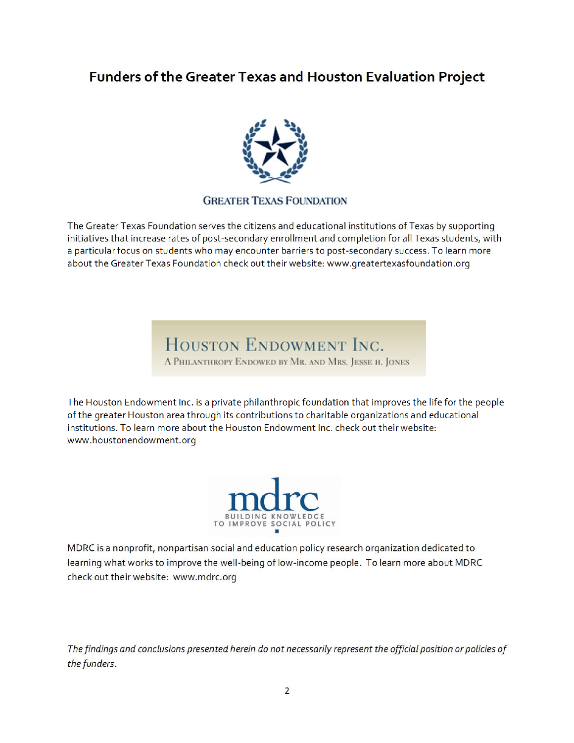## Funders of the Greater Texas and Houston Evaluation Project

GREATER TEXAS FOUNDATION

The Greater Texas Foundation serves the citizens and educational institutions of Texas by supporting initiatives that increase rates of post-secondary enrollment and completion for all Texas students, with a particular focus on students who may encounter barriers to post-secondary success. To learn more about the Greater Texas Foundation check out their website: www.greatertexasfoundation.org

HOUSTON ENDOWMENT INC.
A PHILANTHROPY ENDOWED BY MR. AND MRS. JESSE H. JONES

The Houston Endowment Inc. is a private philanthropic foundation that improves the life for the people of the greater Houston area through its contributions to charitable organizations and educational institutions. To learn more about the Houston Endowment Inc. check out their website: www.houstonendowment.org

mdrc
BUILDING KNOWLEDGE TO IMPROVE SOCIAL POLICY

MDRC is a nonprofit, nonpartisan social and education policy research organization dedicated to learning what works to improve the well-being of low-income people. To learn more about MDRC check out their website: www.mdrc.org

*The findings and conclusions presented herein do not necessarily represent the official position or policies of the funders.*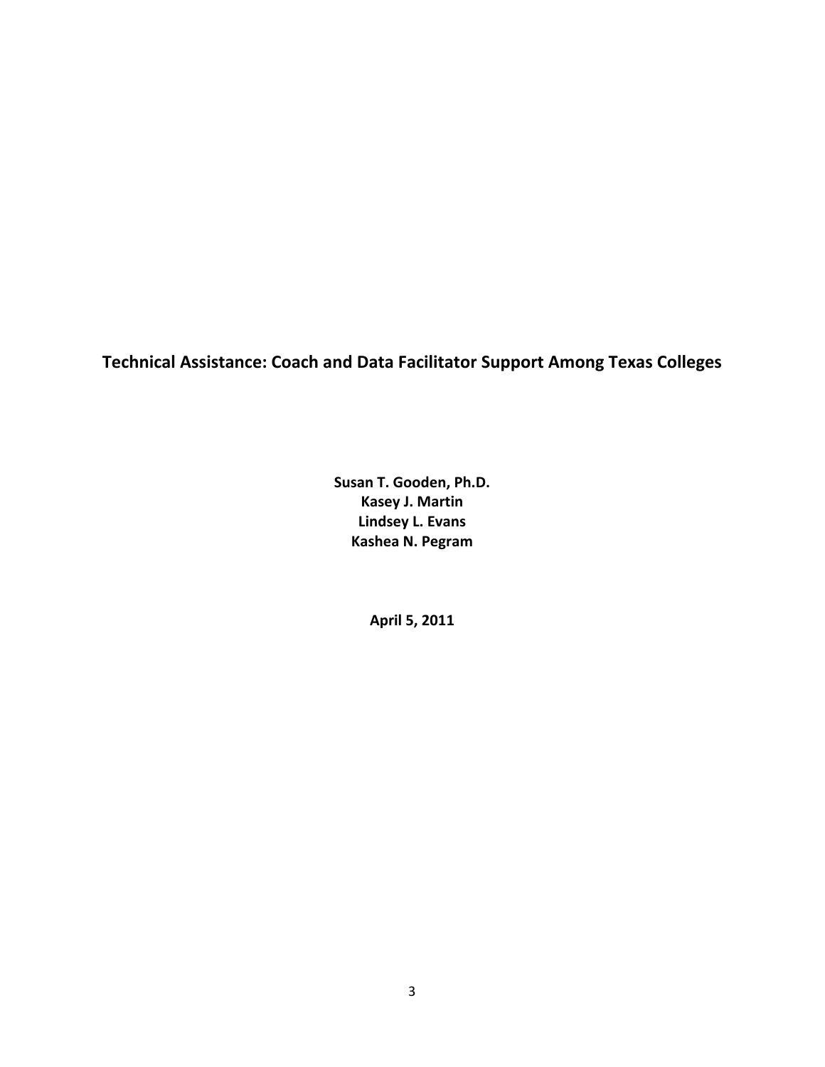# Technical Assistance: Coach and Data Facilitator Support Among Texas Colleges

**Susan T. Gooden, Ph.D.**
**Kasey J. Martin**
**Lindsey L. Evans**
**Kashea N. Pegram**

**April 5, 2011**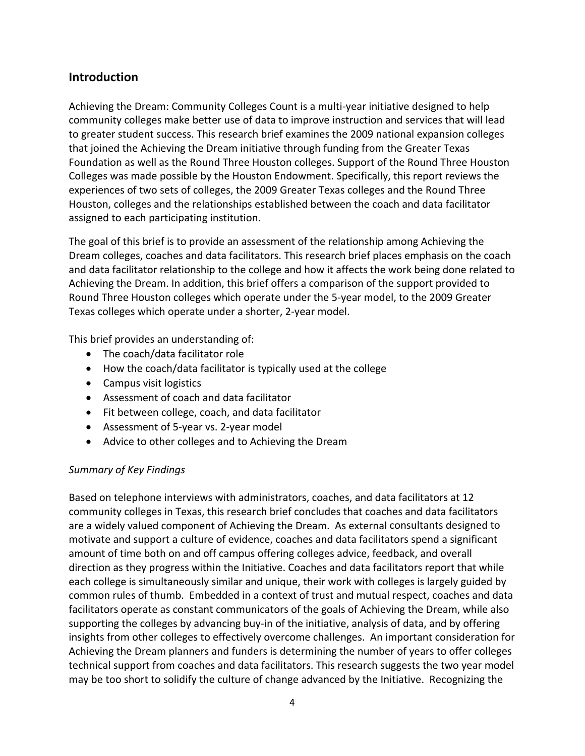## Introduction

Achieving the Dream: Community Colleges Count is a multi-year initiative designed to help community colleges make better use of data to improve instruction and services that will lead to greater student success. This research brief examines the 2009 national expansion colleges that joined the Achieving the Dream initiative through funding from the Greater Texas Foundation as well as the Round Three Houston colleges. Support of the Round Three Houston Colleges was made possible by the Houston Endowment. Specifically, this report reviews the experiences of two sets of colleges, the 2009 Greater Texas colleges and the Round Three Houston, colleges and the relationships established between the coach and data facilitator assigned to each participating institution.

The goal of this brief is to provide an assessment of the relationship among Achieving the Dream colleges, coaches and data facilitators. This research brief places emphasis on the coach and data facilitator relationship to the college and how it affects the work being done related to Achieving the Dream. In addition, this brief offers a comparison of the support provided to Round Three Houston colleges which operate under the 5-year model, to the 2009 Greater Texas colleges which operate under a shorter, 2-year model.

This brief provides an understanding of:

- The coach/data facilitator role
- How the coach/data facilitator is typically used at the college
- Campus visit logistics
- Assessment of coach and data facilitator
- Fit between college, coach, and data facilitator
- Assessment of 5-year vs. 2-year model
- Advice to other colleges and to Achieving the Dream

### *Summary of Key Findings*

Based on telephone interviews with administrators, coaches, and data facilitators at 12 community colleges in Texas, this research brief concludes that coaches and data facilitators are a widely valued component of Achieving the Dream. As external consultants designed to motivate and support a culture of evidence, coaches and data facilitators spend a significant amount of time both on and off campus offering colleges advice, feedback, and overall direction as they progress within the Initiative. Coaches and data facilitators report that while each college is simultaneously similar and unique, their work with colleges is largely guided by common rules of thumb. Embedded in a context of trust and mutual respect, coaches and data facilitators operate as constant communicators of the goals of Achieving the Dream, while also supporting the colleges by advancing buy-in of the initiative, analysis of data, and by offering insights from other colleges to effectively overcome challenges. An important consideration for Achieving the Dream planners and funders is determining the number of years to offer colleges technical support from coaches and data facilitators. This research suggests the two year model may be too short to solidify the culture of change advanced by the Initiative. Recognizing the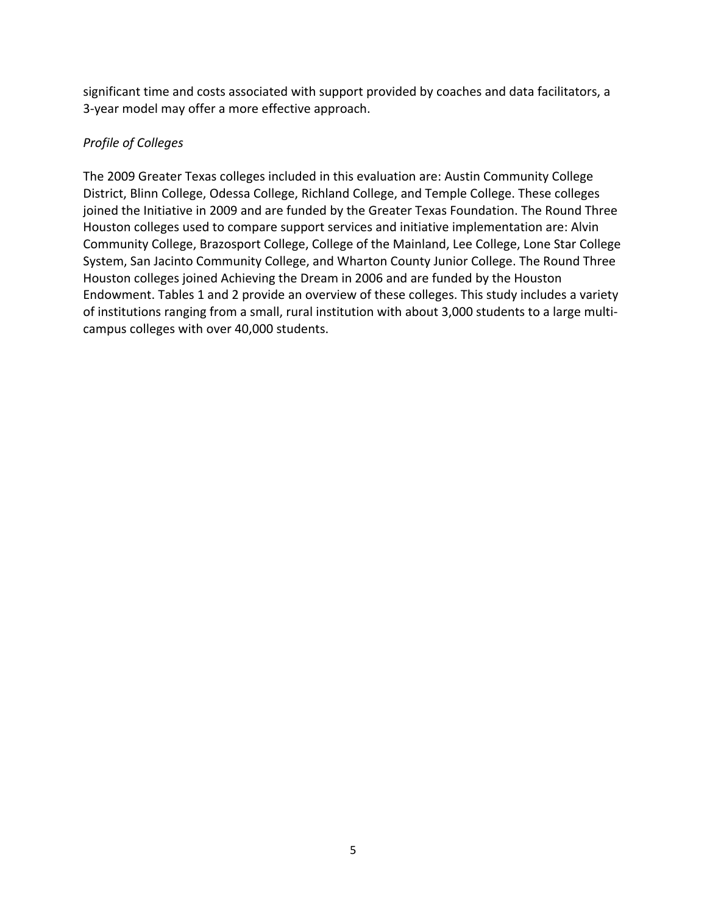significant time and costs associated with support provided by coaches and data facilitators, a 3-year model may offer a more effective approach.

*Profile of Colleges*

The 2009 Greater Texas colleges included in this evaluation are: Austin Community College District, Blinn College, Odessa College, Richland College, and Temple College. These colleges joined the Initiative in 2009 and are funded by the Greater Texas Foundation. The Round Three Houston colleges used to compare support services and initiative implementation are: Alvin Community College, Brazosport College, College of the Mainland, Lee College, Lone Star College System, San Jacinto Community College, and Wharton County Junior College. The Round Three Houston colleges joined Achieving the Dream in 2006 and are funded by the Houston Endowment. Tables 1 and 2 provide an overview of these colleges. This study includes a variety of institutions ranging from a small, rural institution with about 3,000 students to a large multi-campus colleges with over 40,000 students.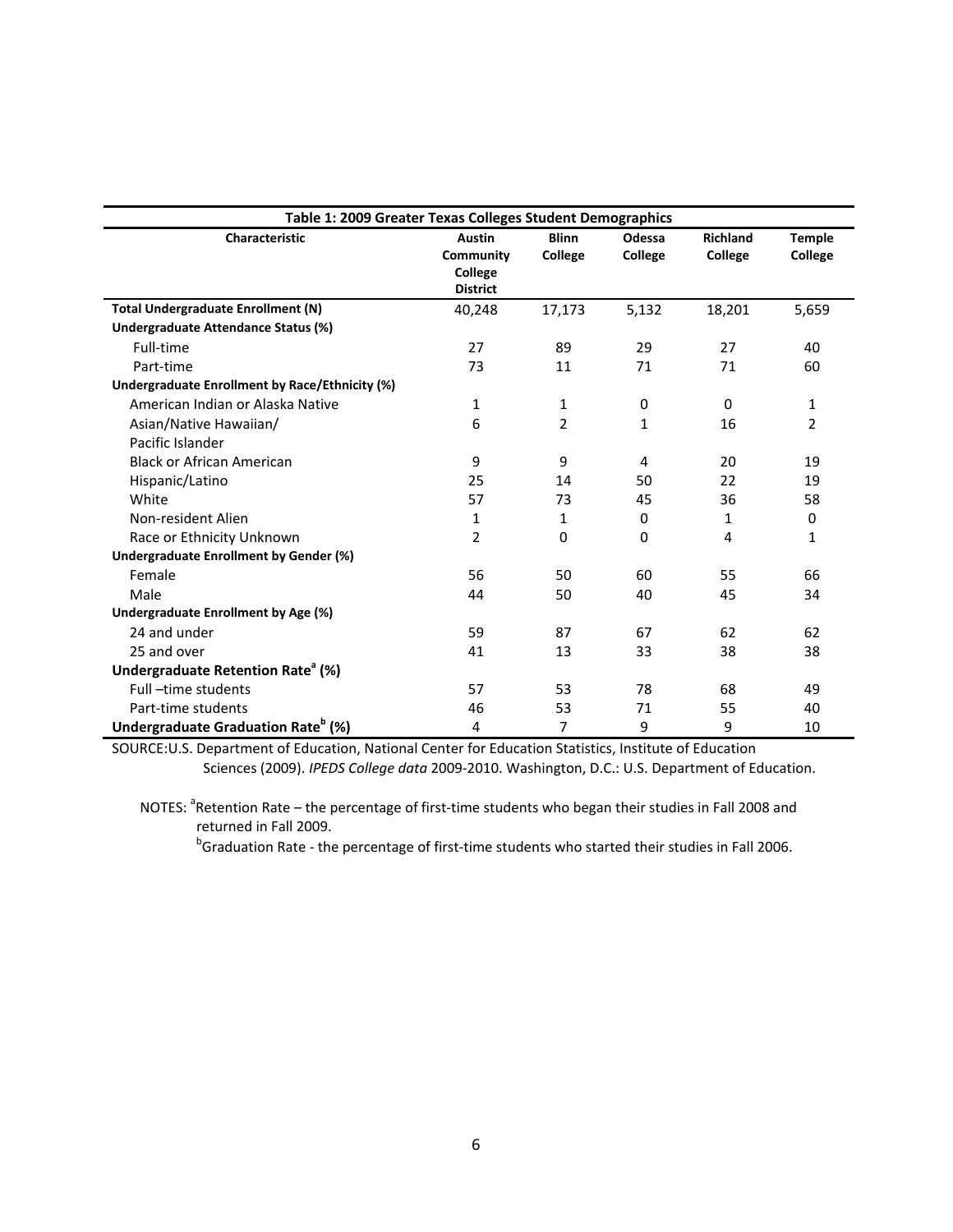**Table 1: 2009 Greater Texas Colleges Student Demographics**

| Characteristic | Austin Community College District | Blinn College | Odessa College | Richland College | Temple College |
|---|---|---|---|---|---|
| **Total Undergraduate Enrollment (N)** | 40,248 | 17,173 | 5,132 | 18,201 | 5,659 |
| **Undergraduate Attendance Status (%)** | | | | | |
| Full-time | 27 | 89 | 29 | 27 | 40 |
| Part-time | 73 | 11 | 71 | 71 | 60 |
| **Undergraduate Enrollment by Race/Ethnicity (%)** | | | | | |
| American Indian or Alaska Native | 1 | 1 | 0 | 0 | 1 |
| Asian/Native Hawaiian/ Pacific Islander | 6 | 2 | 1 | 16 | 2 |
| Black or African American | 9 | 9 | 4 | 20 | 19 |
| Hispanic/Latino | 25 | 14 | 50 | 22 | 19 |
| White | 57 | 73 | 45 | 36 | 58 |
| Non-resident Alien | 1 | 1 | 0 | 1 | 0 |
| Race or Ethnicity Unknown | 2 | 0 | 0 | 4 | 1 |
| **Undergraduate Enrollment by Gender (%)** | | | | | |
| Female | 56 | 50 | 60 | 55 | 66 |
| Male | 44 | 50 | 40 | 45 | 34 |
| **Undergraduate Enrollment by Age (%)** | | | | | |
| 24 and under | 59 | 87 | 67 | 62 | 62 |
| 25 and over | 41 | 13 | 33 | 38 | 38 |
| **Undergraduate Retention Rate[a] (%)** | | | | | |
| Full –time students | 57 | 53 | 78 | 68 | 49 |
| Part-time students | 46 | 53 | 71 | 55 | 40 |
| **Undergraduate Graduation Rate[b] (%)** | 4 | 7 | 9 | 9 | 10 |

SOURCE:U.S. Department of Education, National Center for Education Statistics, Institute of Education Sciences (2009). *IPEDS College data* 2009-2010. Washington, D.C.: U.S. Department of Education.

NOTES: [a]Retention Rate – the percentage of first-time students who began their studies in Fall 2008 and returned in Fall 2009.

[b]Graduation Rate - the percentage of first-time students who started their studies in Fall 2006.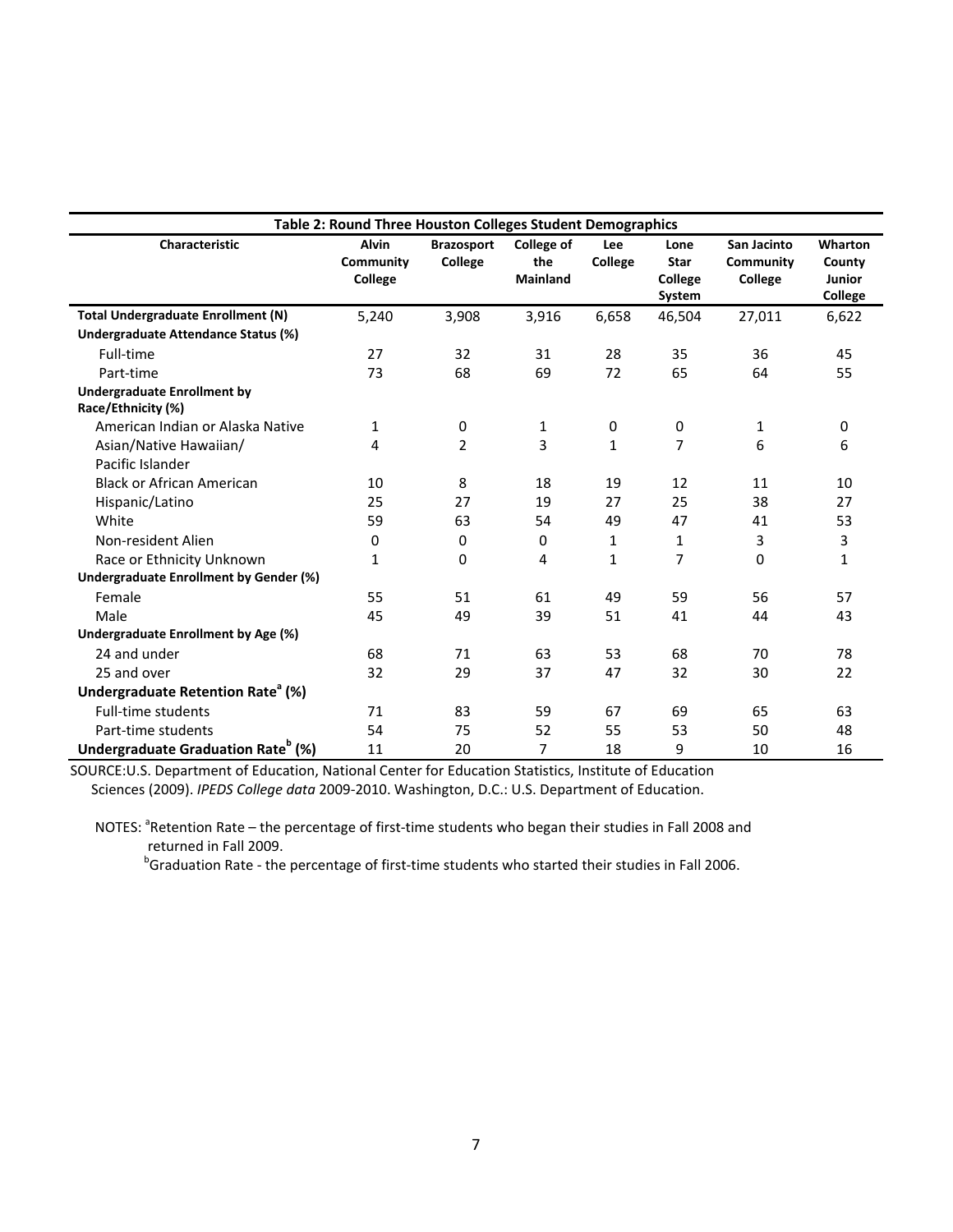**Table 2: Round Three Houston Colleges Student Demographics**

| Characteristic | Alvin Community College | Brazosport College | College of the Mainland | Lee College | Lone Star College System | San Jacinto Community College | Wharton County Junior College |
|---|---|---|---|---|---|---|---|
| **Total Undergraduate Enrollment (N)** | 5,240 | 3,908 | 3,916 | 6,658 | 46,504 | 27,011 | 6,622 |
| **Undergraduate Attendance Status (%)** | | | | | | | |
| Full-time | 27 | 32 | 31 | 28 | 35 | 36 | 45 |
| Part-time | 73 | 68 | 69 | 72 | 65 | 64 | 55 |
| **Undergraduate Enrollment by Race/Ethnicity (%)** | | | | | | | |
| American Indian or Alaska Native | 1 | 0 | 1 | 0 | 0 | 1 | 0 |
| Asian/Native Hawaiian/ Pacific Islander | 4 | 2 | 3 | 1 | 7 | 6 | 6 |
| Black or African American | 10 | 8 | 18 | 19 | 12 | 11 | 10 |
| Hispanic/Latino | 25 | 27 | 19 | 27 | 25 | 38 | 27 |
| White | 59 | 63 | 54 | 49 | 47 | 41 | 53 |
| Non-resident Alien | 0 | 0 | 0 | 1 | 1 | 3 | 3 |
| Race or Ethnicity Unknown | 1 | 0 | 4 | 1 | 7 | 0 | 1 |
| **Undergraduate Enrollment by Gender (%)** | | | | | | | |
| Female | 55 | 51 | 61 | 49 | 59 | 56 | 57 |
| Male | 45 | 49 | 39 | 51 | 41 | 44 | 43 |
| **Undergraduate Enrollment by Age (%)** | | | | | | | |
| 24 and under | 68 | 71 | 63 | 53 | 68 | 70 | 78 |
| 25 and over | 32 | 29 | 37 | 47 | 32 | 30 | 22 |
| **Undergraduate Retention Rate[a] (%)** | | | | | | | |
| Full-time students | 71 | 83 | 59 | 67 | 69 | 65 | 63 |
| Part-time students | 54 | 75 | 52 | 55 | 53 | 50 | 48 |
| **Undergraduate Graduation Rate[b] (%)** | 11 | 20 | 7 | 18 | 9 | 10 | 16 |

SOURCE:U.S. Department of Education, National Center for Education Statistics, Institute of Education Sciences (2009). *IPEDS College data* 2009-2010. Washington, D.C.: U.S. Department of Education.

NOTES: [a]Retention Rate – the percentage of first-time students who began their studies in Fall 2008 and returned in Fall 2009.

[b]Graduation Rate - the percentage of first-time students who started their studies in Fall 2006.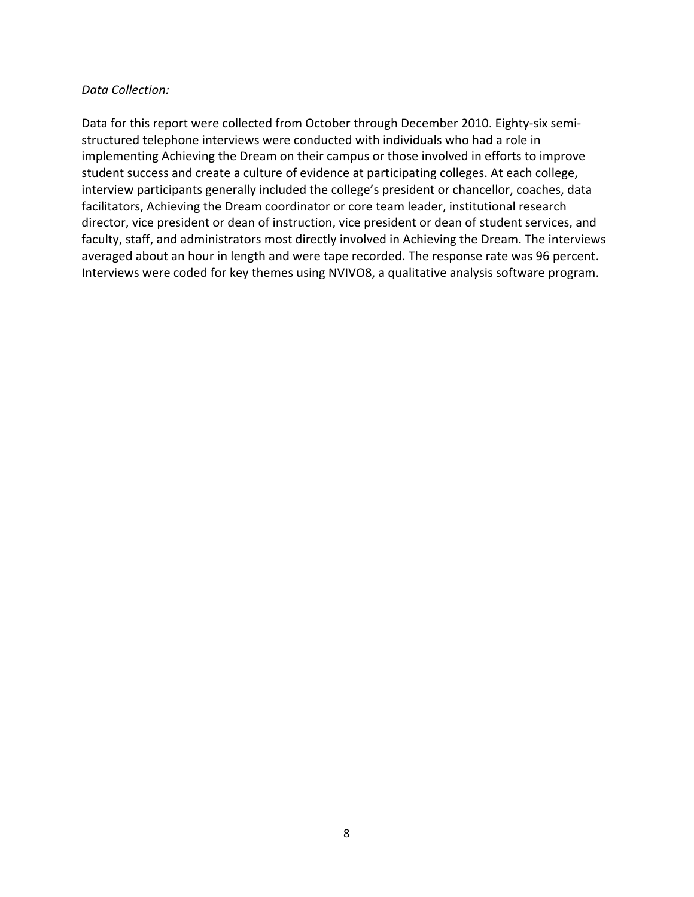*Data Collection:*

Data for this report were collected from October through December 2010. Eighty-six semi-structured telephone interviews were conducted with individuals who had a role in implementing Achieving the Dream on their campus or those involved in efforts to improve student success and create a culture of evidence at participating colleges. At each college, interview participants generally included the college's president or chancellor, coaches, data facilitators, Achieving the Dream coordinator or core team leader, institutional research director, vice president or dean of instruction, vice president or dean of student services, and faculty, staff, and administrators most directly involved in Achieving the Dream. The interviews averaged about an hour in length and were tape recorded. The response rate was 96 percent. Interviews were coded for key themes using NVIVO8, a qualitative analysis software program.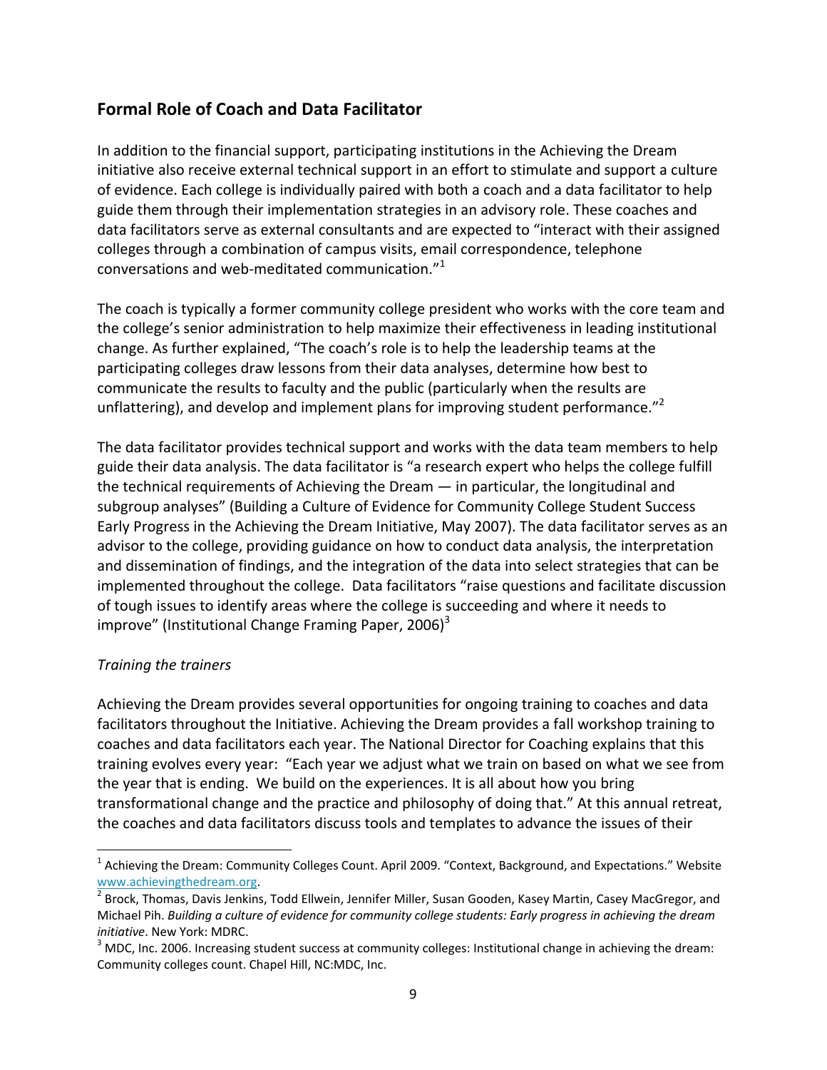## Formal Role of Coach and Data Facilitator

In addition to the financial support, participating institutions in the Achieving the Dream initiative also receive external technical support in an effort to stimulate and support a culture of evidence. Each college is individually paired with both a coach and a data facilitator to help guide them through their implementation strategies in an advisory role. These coaches and data facilitators serve as external consultants and are expected to "interact with their assigned colleges through a combination of campus visits, email correspondence, telephone conversations and web-meditated communication."[1]

The coach is typically a former community college president who works with the core team and the college's senior administration to help maximize their effectiveness in leading institutional change. As further explained, "The coach's role is to help the leadership teams at the participating colleges draw lessons from their data analyses, determine how best to communicate the results to faculty and the public (particularly when the results are unflattering), and develop and implement plans for improving student performance."[2]

The data facilitator provides technical support and works with the data team members to help guide their data analysis. The data facilitator is "a research expert who helps the college fulfill the technical requirements of Achieving the Dream — in particular, the longitudinal and subgroup analyses" (Building a Culture of Evidence for Community College Student Success Early Progress in the Achieving the Dream Initiative, May 2007). The data facilitator serves as an advisor to the college, providing guidance on how to conduct data analysis, the interpretation and dissemination of findings, and the integration of the data into select strategies that can be implemented throughout the college. Data facilitators "raise questions and facilitate discussion of tough issues to identify areas where the college is succeeding and where it needs to improve" (Institutional Change Framing Paper, 2006)[3]

*Training the trainers*

Achieving the Dream provides several opportunities for ongoing training to coaches and data facilitators throughout the Initiative. Achieving the Dream provides a fall workshop training to coaches and data facilitators each year. The National Director for Coaching explains that this training evolves every year: "Each year we adjust what we train on based on what we see from the year that is ending. We build on the experiences. It is all about how you bring transformational change and the practice and philosophy of doing that." At this annual retreat, the coaches and data facilitators discuss tools and templates to advance the issues of their

---

[1] Achieving the Dream: Community Colleges Count. April 2009. "Context, Background, and Expectations." Website www.achievingthedream.org.

[2] Brock, Thomas, Davis Jenkins, Todd Ellwein, Jennifer Miller, Susan Gooden, Kasey Martin, Casey MacGregor, and Michael Pih. *Building a culture of evidence for community college students: Early progress in achieving the dream initiative*. New York: MDRC.

[3] MDC, Inc. 2006. Increasing student success at community colleges: Institutional change in achieving the dream: Community colleges count. Chapel Hill, NC:MDC, Inc.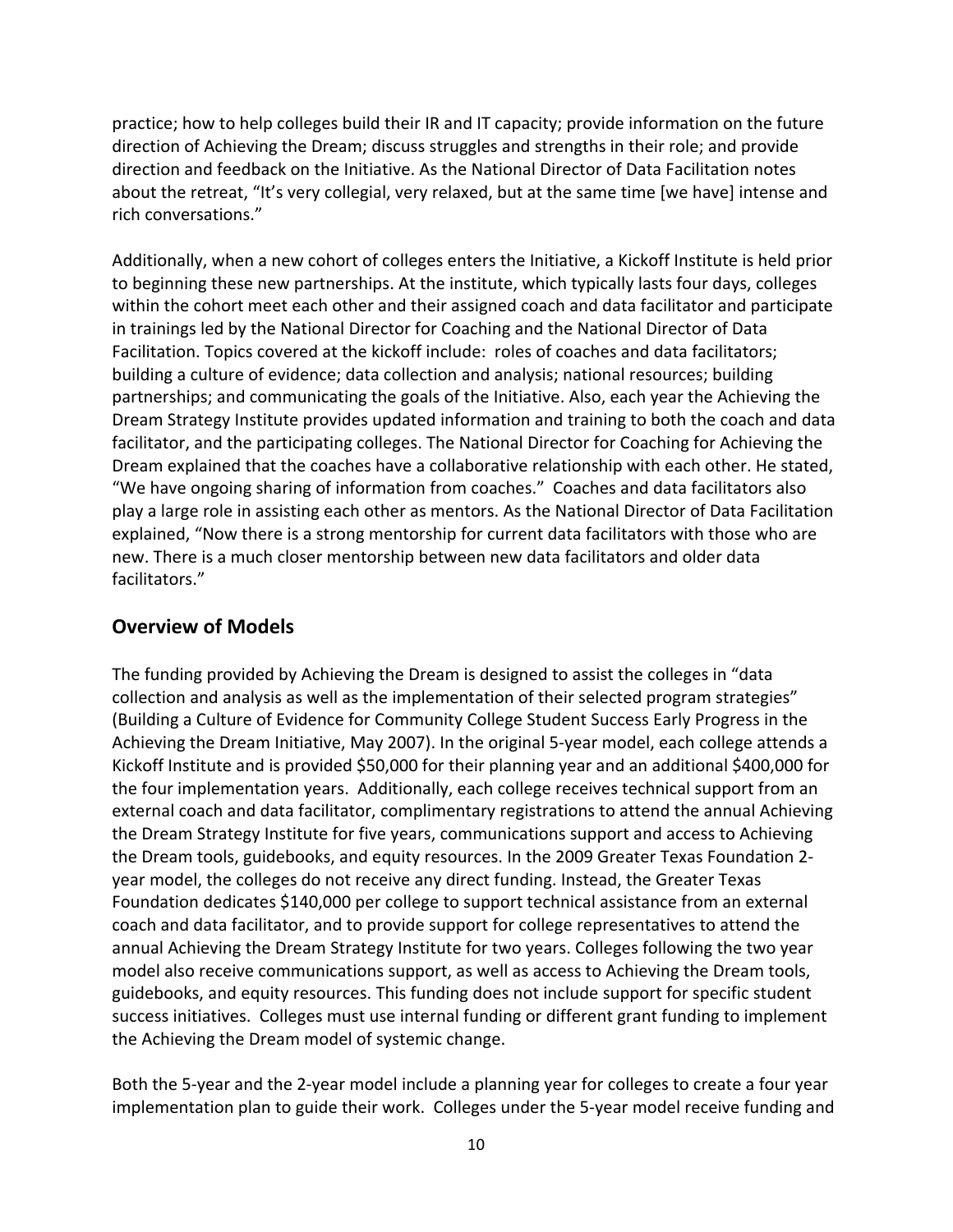practice; how to help colleges build their IR and IT capacity; provide information on the future direction of Achieving the Dream; discuss struggles and strengths in their role; and provide direction and feedback on the Initiative. As the National Director of Data Facilitation notes about the retreat, "It's very collegial, very relaxed, but at the same time [we have] intense and rich conversations."

Additionally, when a new cohort of colleges enters the Initiative, a Kickoff Institute is held prior to beginning these new partnerships. At the institute, which typically lasts four days, colleges within the cohort meet each other and their assigned coach and data facilitator and participate in trainings led by the National Director for Coaching and the National Director of Data Facilitation. Topics covered at the kickoff include: roles of coaches and data facilitators; building a culture of evidence; data collection and analysis; national resources; building partnerships; and communicating the goals of the Initiative. Also, each year the Achieving the Dream Strategy Institute provides updated information and training to both the coach and data facilitator, and the participating colleges. The National Director for Coaching for Achieving the Dream explained that the coaches have a collaborative relationship with each other. He stated, "We have ongoing sharing of information from coaches." Coaches and data facilitators also play a large role in assisting each other as mentors. As the National Director of Data Facilitation explained, "Now there is a strong mentorship for current data facilitators with those who are new. There is a much closer mentorship between new data facilitators and older data facilitators."

## Overview of Models

The funding provided by Achieving the Dream is designed to assist the colleges in "data collection and analysis as well as the implementation of their selected program strategies" (Building a Culture of Evidence for Community College Student Success Early Progress in the Achieving the Dream Initiative, May 2007). In the original 5-year model, each college attends a Kickoff Institute and is provided $50,000 for their planning year and an additional $400,000 for the four implementation years. Additionally, each college receives technical support from an external coach and data facilitator, complimentary registrations to attend the annual Achieving the Dream Strategy Institute for five years, communications support and access to Achieving the Dream tools, guidebooks, and equity resources. In the 2009 Greater Texas Foundation 2-year model, the colleges do not receive any direct funding. Instead, the Greater Texas Foundation dedicates $140,000 per college to support technical assistance from an external coach and data facilitator, and to provide support for college representatives to attend the annual Achieving the Dream Strategy Institute for two years. Colleges following the two year model also receive communications support, as well as access to Achieving the Dream tools, guidebooks, and equity resources. This funding does not include support for specific student success initiatives. Colleges must use internal funding or different grant funding to implement the Achieving the Dream model of systemic change.

Both the 5-year and the 2-year model include a planning year for colleges to create a four year implementation plan to guide their work. Colleges under the 5-year model receive funding and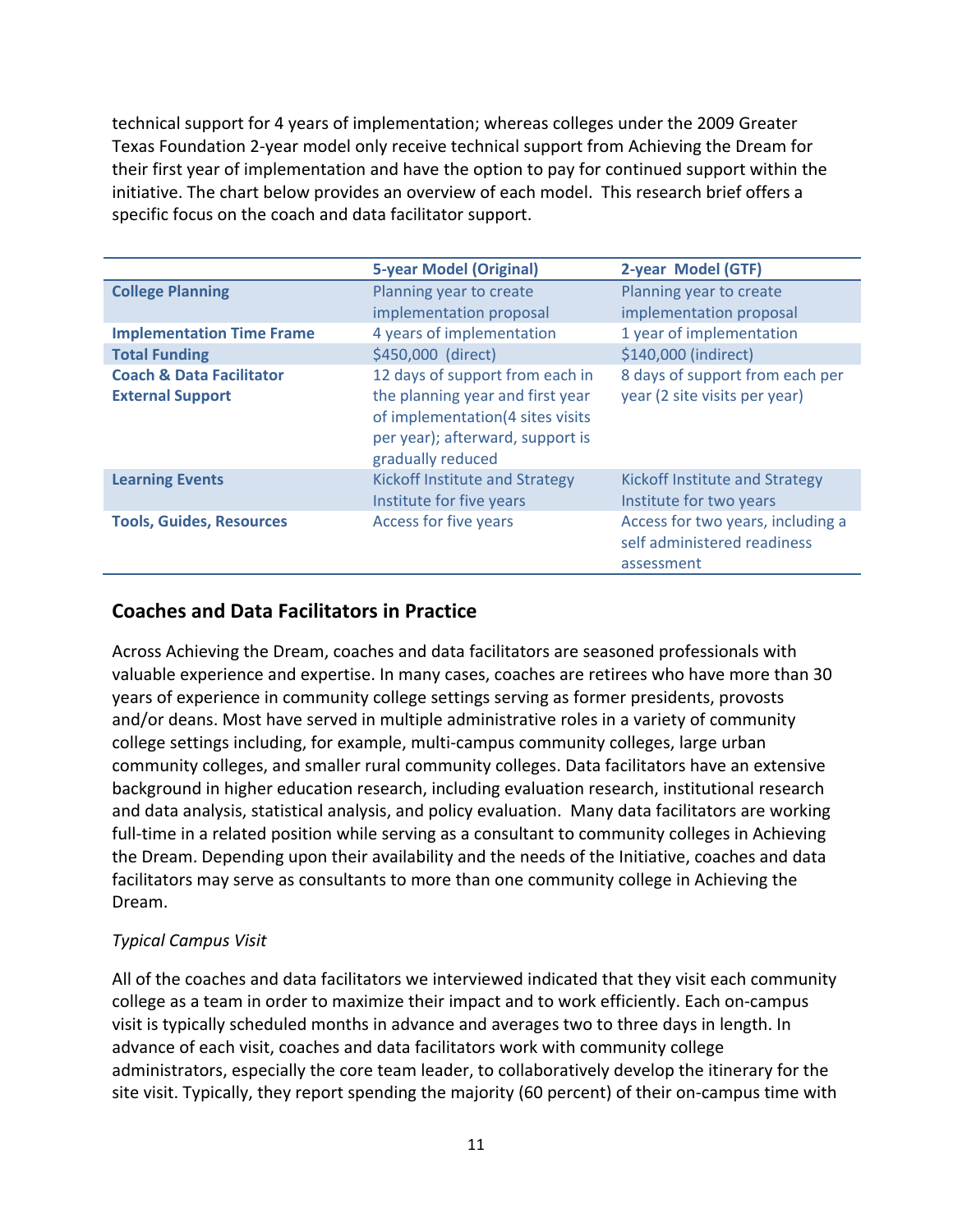technical support for 4 years of implementation; whereas colleges under the 2009 Greater Texas Foundation 2-year model only receive technical support from Achieving the Dream for their first year of implementation and have the option to pay for continued support within the initiative. The chart below provides an overview of each model. This research brief offers a specific focus on the coach and data facilitator support.

| | **5-year Model (Original)** | **2-year Model (GTF)** |
|---|---|---|
| **College Planning** | Planning year to create implementation proposal | Planning year to create implementation proposal |
| **Implementation Time Frame** | 4 years of implementation | 1 year of implementation |
| **Total Funding** | $450,000 (direct) | $140,000 (indirect) |
| **Coach & Data Facilitator External Support** | 12 days of support from each in the planning year and first year of implementation(4 sites visits per year); afterward, support is gradually reduced | 8 days of support from each per year (2 site visits per year) |
| **Learning Events** | Kickoff Institute and Strategy Institute for five years | Kickoff Institute and Strategy Institute for two years |
| **Tools, Guides, Resources** | Access for five years | Access for two years, including a self administered readiness assessment |

## Coaches and Data Facilitators in Practice

Across Achieving the Dream, coaches and data facilitators are seasoned professionals with valuable experience and expertise. In many cases, coaches are retirees who have more than 30 years of experience in community college settings serving as former presidents, provosts and/or deans. Most have served in multiple administrative roles in a variety of community college settings including, for example, multi-campus community colleges, large urban community colleges, and smaller rural community colleges. Data facilitators have an extensive background in higher education research, including evaluation research, institutional research and data analysis, statistical analysis, and policy evaluation. Many data facilitators are working full-time in a related position while serving as a consultant to community colleges in Achieving the Dream. Depending upon their availability and the needs of the Initiative, coaches and data facilitators may serve as consultants to more than one community college in Achieving the Dream.

*Typical Campus Visit*

All of the coaches and data facilitators we interviewed indicated that they visit each community college as a team in order to maximize their impact and to work efficiently. Each on-campus visit is typically scheduled months in advance and averages two to three days in length. In advance of each visit, coaches and data facilitators work with community college administrators, especially the core team leader, to collaboratively develop the itinerary for the site visit. Typically, they report spending the majority (60 percent) of their on-campus time with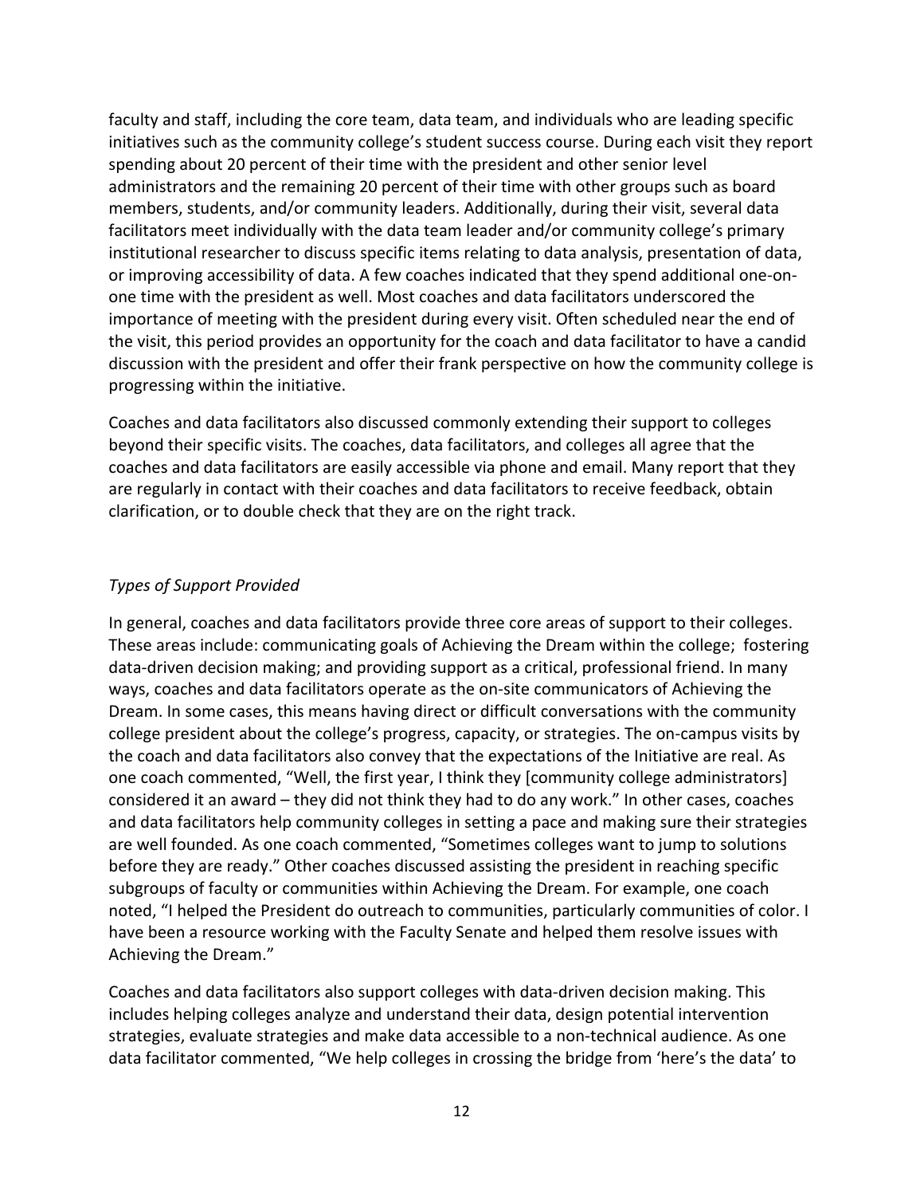faculty and staff, including the core team, data team, and individuals who are leading specific initiatives such as the community college's student success course. During each visit they report spending about 20 percent of their time with the president and other senior level administrators and the remaining 20 percent of their time with other groups such as board members, students, and/or community leaders. Additionally, during their visit, several data facilitators meet individually with the data team leader and/or community college's primary institutional researcher to discuss specific items relating to data analysis, presentation of data, or improving accessibility of data. A few coaches indicated that they spend additional one-on-one time with the president as well. Most coaches and data facilitators underscored the importance of meeting with the president during every visit. Often scheduled near the end of the visit, this period provides an opportunity for the coach and data facilitator to have a candid discussion with the president and offer their frank perspective on how the community college is progressing within the initiative.

Coaches and data facilitators also discussed commonly extending their support to colleges beyond their specific visits. The coaches, data facilitators, and colleges all agree that the coaches and data facilitators are easily accessible via phone and email. Many report that they are regularly in contact with their coaches and data facilitators to receive feedback, obtain clarification, or to double check that they are on the right track.

*Types of Support Provided*

In general, coaches and data facilitators provide three core areas of support to their colleges. These areas include: communicating goals of Achieving the Dream within the college; fostering data-driven decision making; and providing support as a critical, professional friend. In many ways, coaches and data facilitators operate as the on-site communicators of Achieving the Dream. In some cases, this means having direct or difficult conversations with the community college president about the college's progress, capacity, or strategies. The on-campus visits by the coach and data facilitators also convey that the expectations of the Initiative are real. As one coach commented, "Well, the first year, I think they [community college administrators] considered it an award – they did not think they had to do any work." In other cases, coaches and data facilitators help community colleges in setting a pace and making sure their strategies are well founded. As one coach commented, "Sometimes colleges want to jump to solutions before they are ready." Other coaches discussed assisting the president in reaching specific subgroups of faculty or communities within Achieving the Dream. For example, one coach noted, "I helped the President do outreach to communities, particularly communities of color. I have been a resource working with the Faculty Senate and helped them resolve issues with Achieving the Dream."

Coaches and data facilitators also support colleges with data-driven decision making. This includes helping colleges analyze and understand their data, design potential intervention strategies, evaluate strategies and make data accessible to a non-technical audience. As one data facilitator commented, "We help colleges in crossing the bridge from 'here's the data' to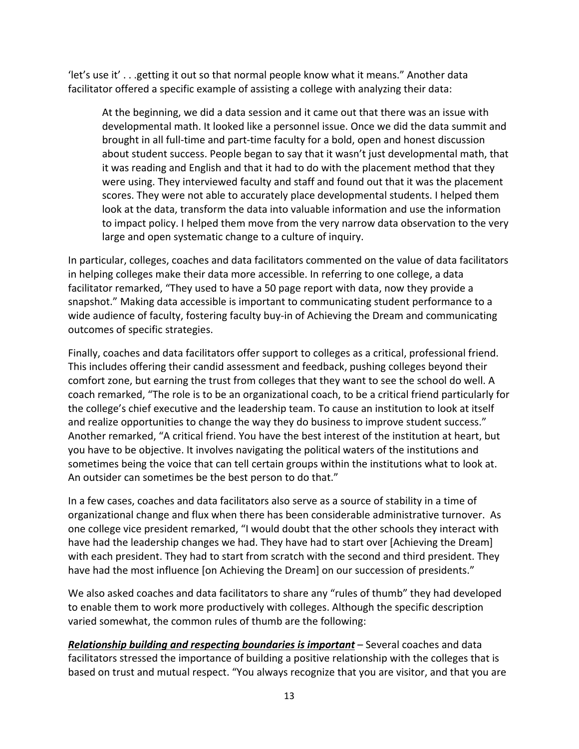'let's use it' . . .getting it out so that normal people know what it means." Another data facilitator offered a specific example of assisting a college with analyzing their data:

> At the beginning, we did a data session and it came out that there was an issue with developmental math. It looked like a personnel issue. Once we did the data summit and brought in all full-time and part-time faculty for a bold, open and honest discussion about student success. People began to say that it wasn't just developmental math, that it was reading and English and that it had to do with the placement method that they were using. They interviewed faculty and staff and found out that it was the placement scores. They were not able to accurately place developmental students. I helped them look at the data, transform the data into valuable information and use the information to impact policy. I helped them move from the very narrow data observation to the very large and open systematic change to a culture of inquiry.

In particular, colleges, coaches and data facilitators commented on the value of data facilitators in helping colleges make their data more accessible. In referring to one college, a data facilitator remarked, "They used to have a 50 page report with data, now they provide a snapshot." Making data accessible is important to communicating student performance to a wide audience of faculty, fostering faculty buy-in of Achieving the Dream and communicating outcomes of specific strategies.

Finally, coaches and data facilitators offer support to colleges as a critical, professional friend. This includes offering their candid assessment and feedback, pushing colleges beyond their comfort zone, but earning the trust from colleges that they want to see the school do well. A coach remarked, "The role is to be an organizational coach, to be a critical friend particularly for the college's chief executive and the leadership team. To cause an institution to look at itself and realize opportunities to change the way they do business to improve student success." Another remarked, "A critical friend. You have the best interest of the institution at heart, but you have to be objective. It involves navigating the political waters of the institutions and sometimes being the voice that can tell certain groups within the institutions what to look at. An outsider can sometimes be the best person to do that."

In a few cases, coaches and data facilitators also serve as a source of stability in a time of organizational change and flux when there has been considerable administrative turnover. As one college vice president remarked, "I would doubt that the other schools they interact with have had the leadership changes we had. They have had to start over [Achieving the Dream] with each president. They had to start from scratch with the second and third president. They have had the most influence [on Achieving the Dream] on our succession of presidents."

We also asked coaches and data facilitators to share any "rules of thumb" they had developed to enable them to work more productively with colleges. Although the specific description varied somewhat, the common rules of thumb are the following:

***<u>Relationship building and respecting boundaries is important</u>*** – Several coaches and data facilitators stressed the importance of building a positive relationship with the colleges that is based on trust and mutual respect. "You always recognize that you are visitor, and that you are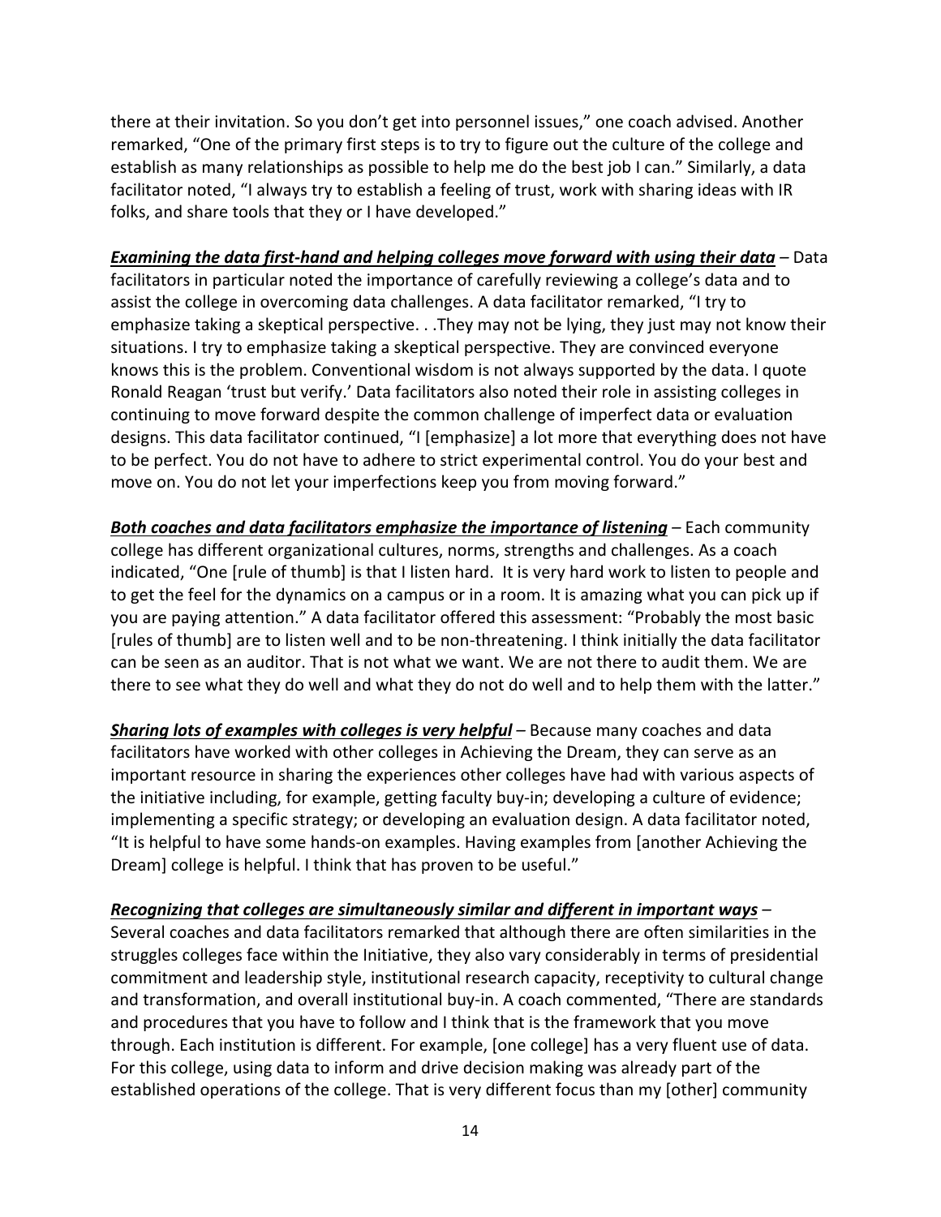there at their invitation. So you don't get into personnel issues," one coach advised. Another remarked, "One of the primary first steps is to try to figure out the culture of the college and establish as many relationships as possible to help me do the best job I can." Similarly, a data facilitator noted, "I always try to establish a feeling of trust, work with sharing ideas with IR folks, and share tools that they or I have developed."

***Examining the data first-hand and helping colleges move forward with using their data*** – Data facilitators in particular noted the importance of carefully reviewing a college's data and to assist the college in overcoming data challenges. A data facilitator remarked, "I try to emphasize taking a skeptical perspective. . .They may not be lying, they just may not know their situations. I try to emphasize taking a skeptical perspective. They are convinced everyone knows this is the problem. Conventional wisdom is not always supported by the data. I quote Ronald Reagan 'trust but verify.' Data facilitators also noted their role in assisting colleges in continuing to move forward despite the common challenge of imperfect data or evaluation designs. This data facilitator continued, "I [emphasize] a lot more that everything does not have to be perfect. You do not have to adhere to strict experimental control. You do your best and move on. You do not let your imperfections keep you from moving forward."

***Both coaches and data facilitators emphasize the importance of listening*** – Each community college has different organizational cultures, norms, strengths and challenges. As a coach indicated, "One [rule of thumb] is that I listen hard. It is very hard work to listen to people and to get the feel for the dynamics on a campus or in a room. It is amazing what you can pick up if you are paying attention." A data facilitator offered this assessment: "Probably the most basic [rules of thumb] are to listen well and to be non-threatening. I think initially the data facilitator can be seen as an auditor. That is not what we want. We are not there to audit them. We are there to see what they do well and what they do not do well and to help them with the latter."

***Sharing lots of examples with colleges is very helpful*** – Because many coaches and data facilitators have worked with other colleges in Achieving the Dream, they can serve as an important resource in sharing the experiences other colleges have had with various aspects of the initiative including, for example, getting faculty buy-in; developing a culture of evidence; implementing a specific strategy; or developing an evaluation design. A data facilitator noted, "It is helpful to have some hands-on examples. Having examples from [another Achieving the Dream] college is helpful. I think that has proven to be useful."

***Recognizing that colleges are simultaneously similar and different in important ways*** – Several coaches and data facilitators remarked that although there are often similarities in the struggles colleges face within the Initiative, they also vary considerably in terms of presidential commitment and leadership style, institutional research capacity, receptivity to cultural change and transformation, and overall institutional buy-in. A coach commented, "There are standards and procedures that you have to follow and I think that is the framework that you move through. Each institution is different. For example, [one college] has a very fluent use of data. For this college, using data to inform and drive decision making was already part of the established operations of the college. That is very different focus than my [other] community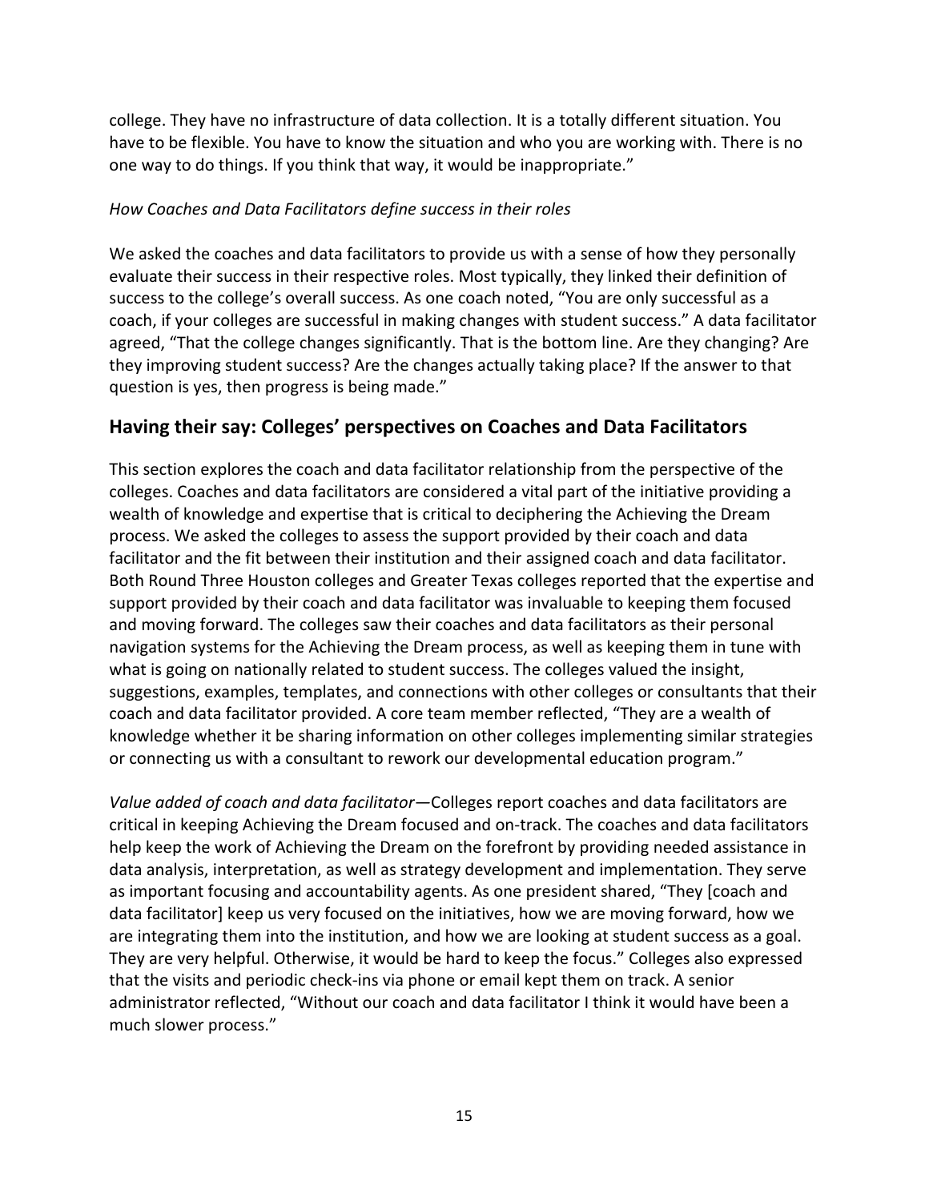college. They have no infrastructure of data collection. It is a totally different situation. You have to be flexible. You have to know the situation and who you are working with. There is no one way to do things. If you think that way, it would be inappropriate."

*How Coaches and Data Facilitators define success in their roles*

We asked the coaches and data facilitators to provide us with a sense of how they personally evaluate their success in their respective roles. Most typically, they linked their definition of success to the college's overall success. As one coach noted, "You are only successful as a coach, if your colleges are successful in making changes with student success." A data facilitator agreed, "That the college changes significantly. That is the bottom line. Are they changing? Are they improving student success? Are the changes actually taking place? If the answer to that question is yes, then progress is being made."

## Having their say: Colleges' perspectives on Coaches and Data Facilitators

This section explores the coach and data facilitator relationship from the perspective of the colleges. Coaches and data facilitators are considered a vital part of the initiative providing a wealth of knowledge and expertise that is critical to deciphering the Achieving the Dream process. We asked the colleges to assess the support provided by their coach and data facilitator and the fit between their institution and their assigned coach and data facilitator. Both Round Three Houston colleges and Greater Texas colleges reported that the expertise and support provided by their coach and data facilitator was invaluable to keeping them focused and moving forward. The colleges saw their coaches and data facilitators as their personal navigation systems for the Achieving the Dream process, as well as keeping them in tune with what is going on nationally related to student success. The colleges valued the insight, suggestions, examples, templates, and connections with other colleges or consultants that their coach and data facilitator provided. A core team member reflected, "They are a wealth of knowledge whether it be sharing information on other colleges implementing similar strategies or connecting us with a consultant to rework our developmental education program."

*Value added of coach and data facilitator*—Colleges report coaches and data facilitators are critical in keeping Achieving the Dream focused and on-track. The coaches and data facilitators help keep the work of Achieving the Dream on the forefront by providing needed assistance in data analysis, interpretation, as well as strategy development and implementation. They serve as important focusing and accountability agents. As one president shared, "They [coach and data facilitator] keep us very focused on the initiatives, how we are moving forward, how we are integrating them into the institution, and how we are looking at student success as a goal. They are very helpful. Otherwise, it would be hard to keep the focus." Colleges also expressed that the visits and periodic check-ins via phone or email kept them on track. A senior administrator reflected, "Without our coach and data facilitator I think it would have been a much slower process."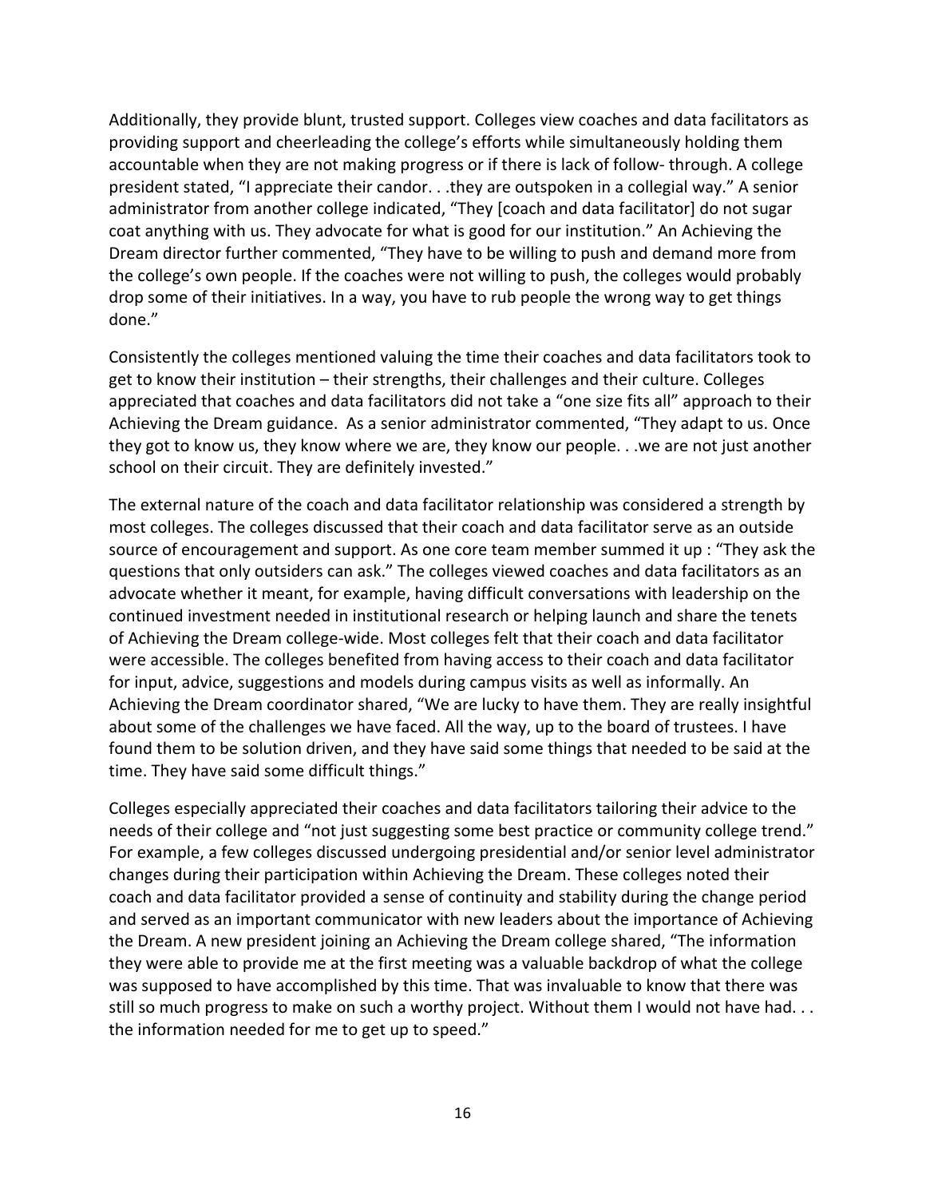Additionally, they provide blunt, trusted support. Colleges view coaches and data facilitators as providing support and cheerleading the college's efforts while simultaneously holding them accountable when they are not making progress or if there is lack of follow- through. A college president stated, "I appreciate their candor. . .they are outspoken in a collegial way." A senior administrator from another college indicated, "They [coach and data facilitator] do not sugar coat anything with us. They advocate for what is good for our institution." An Achieving the Dream director further commented, "They have to be willing to push and demand more from the college's own people. If the coaches were not willing to push, the colleges would probably drop some of their initiatives. In a way, you have to rub people the wrong way to get things done."

Consistently the colleges mentioned valuing the time their coaches and data facilitators took to get to know their institution – their strengths, their challenges and their culture. Colleges appreciated that coaches and data facilitators did not take a "one size fits all" approach to their Achieving the Dream guidance. As a senior administrator commented, "They adapt to us. Once they got to know us, they know where we are, they know our people. . .we are not just another school on their circuit. They are definitely invested."

The external nature of the coach and data facilitator relationship was considered a strength by most colleges. The colleges discussed that their coach and data facilitator serve as an outside source of encouragement and support. As one core team member summed it up : "They ask the questions that only outsiders can ask." The colleges viewed coaches and data facilitators as an advocate whether it meant, for example, having difficult conversations with leadership on the continued investment needed in institutional research or helping launch and share the tenets of Achieving the Dream college-wide. Most colleges felt that their coach and data facilitator were accessible. The colleges benefited from having access to their coach and data facilitator for input, advice, suggestions and models during campus visits as well as informally. An Achieving the Dream coordinator shared, "We are lucky to have them. They are really insightful about some of the challenges we have faced. All the way, up to the board of trustees. I have found them to be solution driven, and they have said some things that needed to be said at the time. They have said some difficult things."

Colleges especially appreciated their coaches and data facilitators tailoring their advice to the needs of their college and "not just suggesting some best practice or community college trend." For example, a few colleges discussed undergoing presidential and/or senior level administrator changes during their participation within Achieving the Dream. These colleges noted their coach and data facilitator provided a sense of continuity and stability during the change period and served as an important communicator with new leaders about the importance of Achieving the Dream. A new president joining an Achieving the Dream college shared, "The information they were able to provide me at the first meeting was a valuable backdrop of what the college was supposed to have accomplished by this time. That was invaluable to know that there was still so much progress to make on such a worthy project. Without them I would not have had. . . the information needed for me to get up to speed."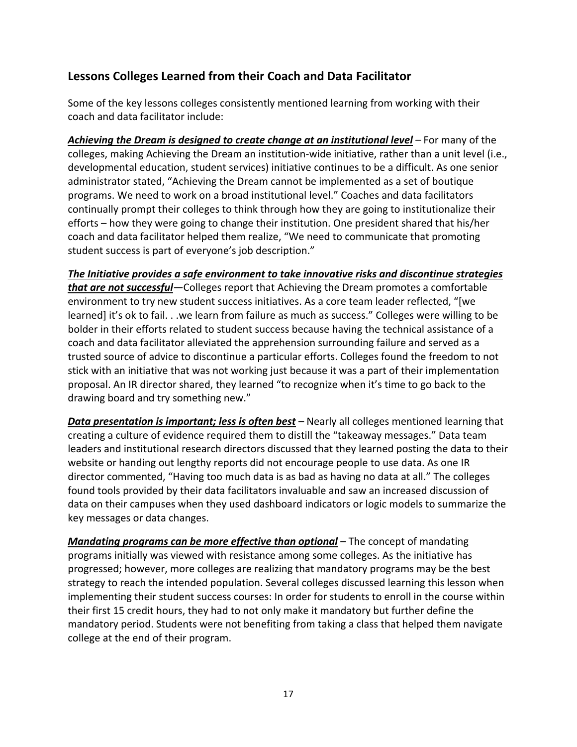## Lessons Colleges Learned from their Coach and Data Facilitator

Some of the key lessons colleges consistently mentioned learning from working with their coach and data facilitator include:

***Achieving the Dream is designed to create change at an institutional level*** – For many of the colleges, making Achieving the Dream an institution-wide initiative, rather than a unit level (i.e., developmental education, student services) initiative continues to be a difficult. As one senior administrator stated, "Achieving the Dream cannot be implemented as a set of boutique programs. We need to work on a broad institutional level." Coaches and data facilitators continually prompt their colleges to think through how they are going to institutionalize their efforts – how they were going to change their institution. One president shared that his/her coach and data facilitator helped them realize, "We need to communicate that promoting student success is part of everyone's job description."

***The Initiative provides a safe environment to take innovative risks and discontinue strategies that are not successful***—Colleges report that Achieving the Dream promotes a comfortable environment to try new student success initiatives. As a core team leader reflected, "[we learned] it's ok to fail. . .we learn from failure as much as success." Colleges were willing to be bolder in their efforts related to student success because having the technical assistance of a coach and data facilitator alleviated the apprehension surrounding failure and served as a trusted source of advice to discontinue a particular efforts. Colleges found the freedom to not stick with an initiative that was not working just because it was a part of their implementation proposal. An IR director shared, they learned "to recognize when it's time to go back to the drawing board and try something new."

***Data presentation is important; less is often best*** – Nearly all colleges mentioned learning that creating a culture of evidence required them to distill the "takeaway messages." Data team leaders and institutional research directors discussed that they learned posting the data to their website or handing out lengthy reports did not encourage people to use data. As one IR director commented, "Having too much data is as bad as having no data at all." The colleges found tools provided by their data facilitators invaluable and saw an increased discussion of data on their campuses when they used dashboard indicators or logic models to summarize the key messages or data changes.

***Mandating programs can be more effective than optional*** – The concept of mandating programs initially was viewed with resistance among some colleges. As the initiative has progressed; however, more colleges are realizing that mandatory programs may be the best strategy to reach the intended population. Several colleges discussed learning this lesson when implementing their student success courses: In order for students to enroll in the course within their first 15 credit hours, they had to not only make it mandatory but further define the mandatory period. Students were not benefiting from taking a class that helped them navigate college at the end of their program.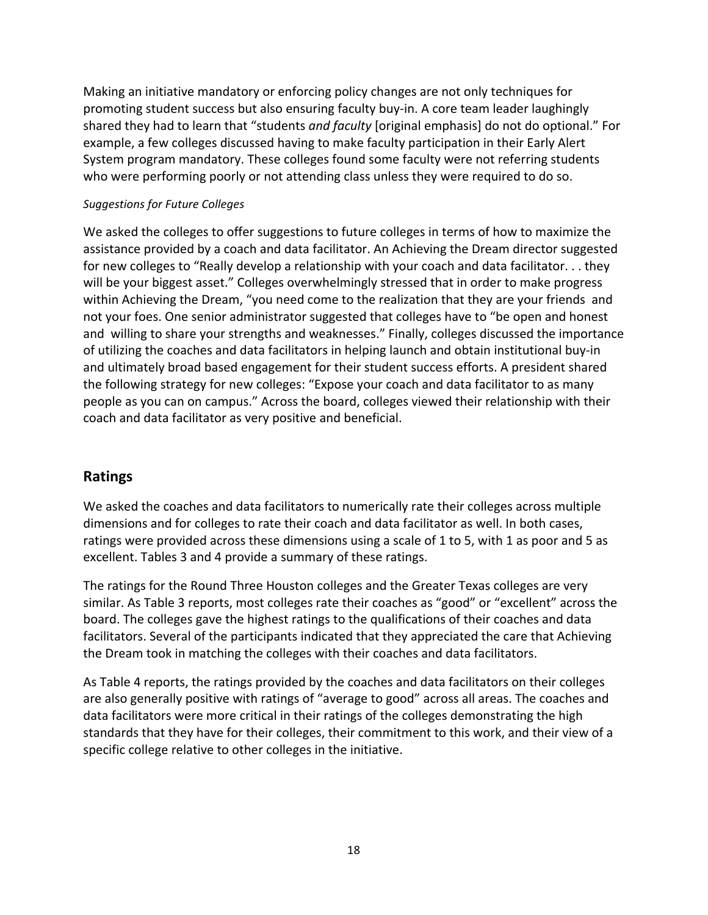Making an initiative mandatory or enforcing policy changes are not only techniques for promoting student success but also ensuring faculty buy-in. A core team leader laughingly shared they had to learn that "students *and faculty* [original emphasis] do not do optional." For example, a few colleges discussed having to make faculty participation in their Early Alert System program mandatory. These colleges found some faculty were not referring students who were performing poorly or not attending class unless they were required to do so.

*Suggestions for Future Colleges*

We asked the colleges to offer suggestions to future colleges in terms of how to maximize the assistance provided by a coach and data facilitator. An Achieving the Dream director suggested for new colleges to "Really develop a relationship with your coach and data facilitator. . . they will be your biggest asset." Colleges overwhelmingly stressed that in order to make progress within Achieving the Dream, "you need come to the realization that they are your friends and not your foes. One senior administrator suggested that colleges have to "be open and honest and willing to share your strengths and weaknesses." Finally, colleges discussed the importance of utilizing the coaches and data facilitators in helping launch and obtain institutional buy-in and ultimately broad based engagement for their student success efforts. A president shared the following strategy for new colleges: "Expose your coach and data facilitator to as many people as you can on campus." Across the board, colleges viewed their relationship with their coach and data facilitator as very positive and beneficial.

## Ratings

We asked the coaches and data facilitators to numerically rate their colleges across multiple dimensions and for colleges to rate their coach and data facilitator as well. In both cases, ratings were provided across these dimensions using a scale of 1 to 5, with 1 as poor and 5 as excellent. Tables 3 and 4 provide a summary of these ratings.

The ratings for the Round Three Houston colleges and the Greater Texas colleges are very similar. As Table 3 reports, most colleges rate their coaches as "good" or "excellent" across the board. The colleges gave the highest ratings to the qualifications of their coaches and data facilitators. Several of the participants indicated that they appreciated the care that Achieving the Dream took in matching the colleges with their coaches and data facilitators.

As Table 4 reports, the ratings provided by the coaches and data facilitators on their colleges are also generally positive with ratings of "average to good" across all areas. The coaches and data facilitators were more critical in their ratings of the colleges demonstrating the high standards that they have for their colleges, their commitment to this work, and their view of a specific college relative to other colleges in the initiative.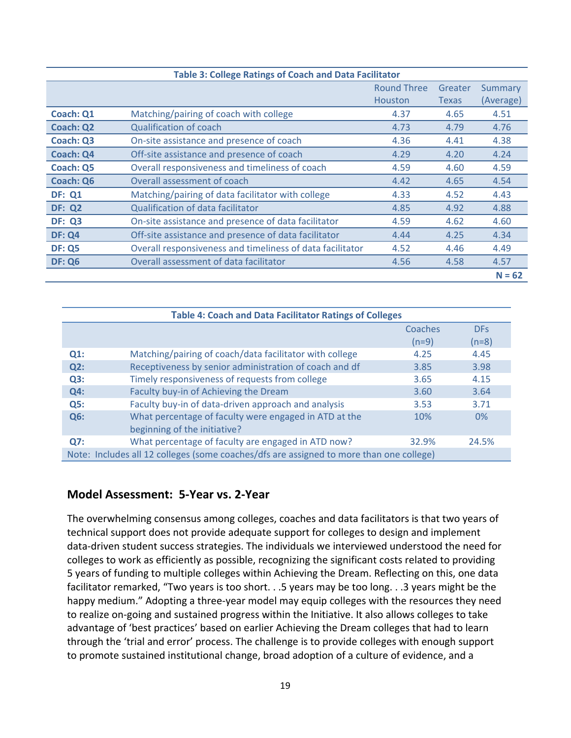**Table 3: College Ratings of Coach and Data Facilitator**

| | | Round Three Houston | Greater Texas | Summary (Average) |
|---|---|---|---|---|
| **Coach: Q1** | Matching/pairing of coach with college | 4.37 | 4.65 | 4.51 |
| **Coach: Q2** | Qualification of coach | 4.73 | 4.79 | 4.76 |
| **Coach: Q3** | On-site assistance and presence of coach | 4.36 | 4.41 | 4.38 |
| **Coach: Q4** | Off-site assistance and presence of coach | 4.29 | 4.20 | 4.24 |
| **Coach: Q5** | Overall responsiveness and timeliness of coach | 4.59 | 4.60 | 4.59 |
| **Coach: Q6** | Overall assessment of coach | 4.42 | 4.65 | 4.54 |
| **DF: Q1** | Matching/pairing of data facilitator with college | 4.33 | 4.52 | 4.43 |
| **DF: Q2** | Qualification of data facilitator | 4.85 | 4.92 | 4.88 |
| **DF: Q3** | On-site assistance and presence of data facilitator | 4.59 | 4.62 | 4.60 |
| **DF: Q4** | Off-site assistance and presence of data facilitator | 4.44 | 4.25 | 4.34 |
| **DF: Q5** | Overall responsiveness and timeliness of data facilitator | 4.52 | 4.46 | 4.49 |
| **DF: Q6** | Overall assessment of data facilitator | 4.56 | 4.58 | 4.57 |
| | | | | **N = 62** |

**Table 4: Coach and Data Facilitator Ratings of Colleges**

| | | Coaches (n=9) | DFs (n=8) |
|---|---|---|---|
| **Q1:** | Matching/pairing of coach/data facilitator with college | 4.25 | 4.45 |
| **Q2:** | Receptiveness by senior administration of coach and df | 3.85 | 3.98 |
| **Q3:** | Timely responsiveness of requests from college | 3.65 | 4.15 |
| **Q4:** | Faculty buy-in of Achieving the Dream | 3.60 | 3.64 |
| **Q5:** | Faculty buy-in of data-driven approach and analysis | 3.53 | 3.71 |
| **Q6:** | What percentage of faculty were engaged in ATD at the beginning of the initiative? | 10% | 0% |
| **Q7:** | What percentage of faculty are engaged in ATD now? | 32.9% | 24.5% |
| Note: Includes all 12 colleges (some coaches/dfs are assigned to more than one college) | | | |

## Model Assessment: 5-Year vs. 2-Year

The overwhelming consensus among colleges, coaches and data facilitators is that two years of technical support does not provide adequate support for colleges to design and implement data-driven student success strategies. The individuals we interviewed understood the need for colleges to work as efficiently as possible, recognizing the significant costs related to providing 5 years of funding to multiple colleges within Achieving the Dream. Reflecting on this, one data facilitator remarked, "Two years is too short. . .5 years may be too long. . .3 years might be the happy medium." Adopting a three-year model may equip colleges with the resources they need to realize on-going and sustained progress within the Initiative. It also allows colleges to take advantage of 'best practices' based on earlier Achieving the Dream colleges that had to learn through the 'trial and error' process. The challenge is to provide colleges with enough support to promote sustained institutional change, broad adoption of a culture of evidence, and a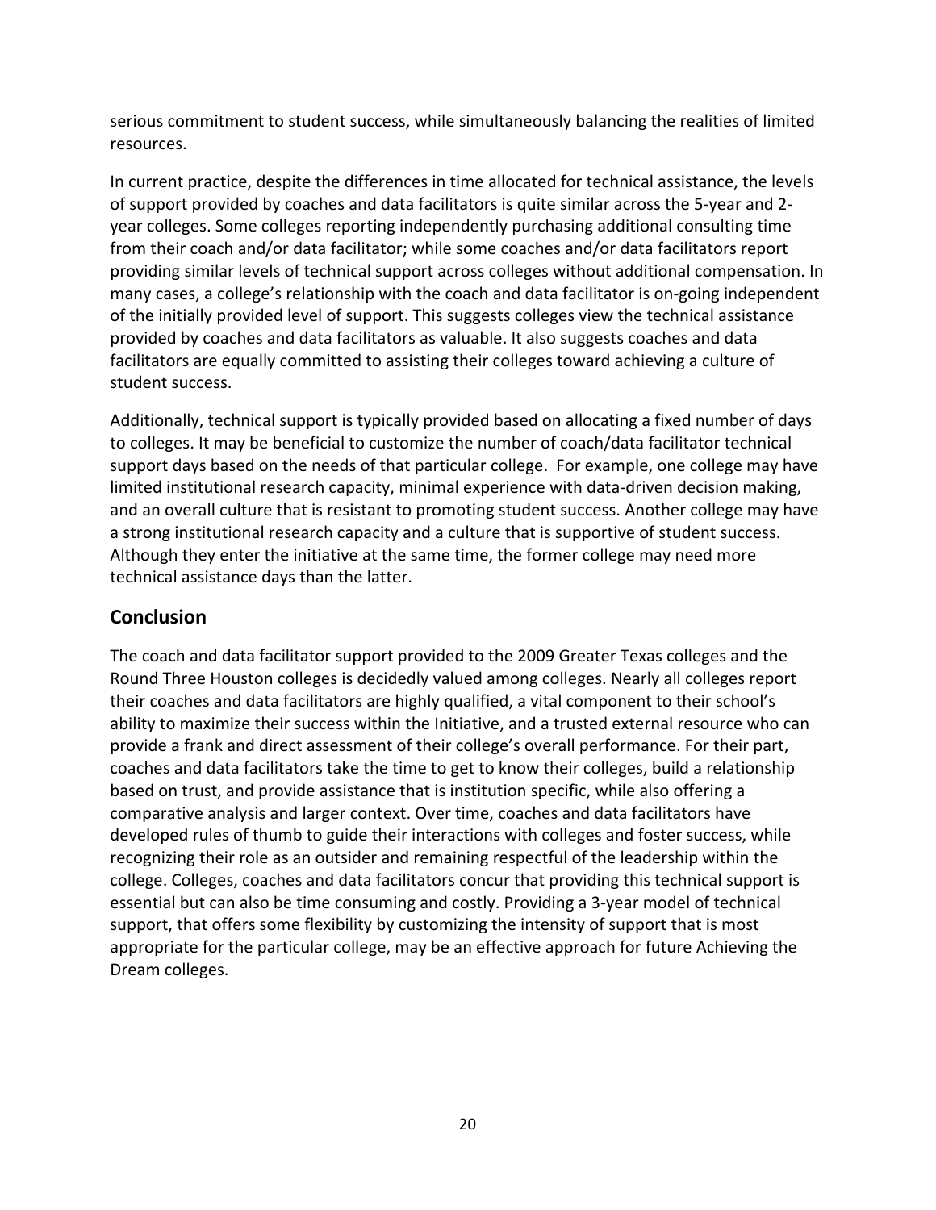serious commitment to student success, while simultaneously balancing the realities of limited resources.

In current practice, despite the differences in time allocated for technical assistance, the levels of support provided by coaches and data facilitators is quite similar across the 5-year and 2-year colleges. Some colleges reporting independently purchasing additional consulting time from their coach and/or data facilitator; while some coaches and/or data facilitators report providing similar levels of technical support across colleges without additional compensation. In many cases, a college's relationship with the coach and data facilitator is on-going independent of the initially provided level of support. This suggests colleges view the technical assistance provided by coaches and data facilitators as valuable. It also suggests coaches and data facilitators are equally committed to assisting their colleges toward achieving a culture of student success.

Additionally, technical support is typically provided based on allocating a fixed number of days to colleges. It may be beneficial to customize the number of coach/data facilitator technical support days based on the needs of that particular college. For example, one college may have limited institutional research capacity, minimal experience with data-driven decision making, and an overall culture that is resistant to promoting student success. Another college may have a strong institutional research capacity and a culture that is supportive of student success. Although they enter the initiative at the same time, the former college may need more technical assistance days than the latter.

## Conclusion

The coach and data facilitator support provided to the 2009 Greater Texas colleges and the Round Three Houston colleges is decidedly valued among colleges. Nearly all colleges report their coaches and data facilitators are highly qualified, a vital component to their school's ability to maximize their success within the Initiative, and a trusted external resource who can provide a frank and direct assessment of their college's overall performance. For their part, coaches and data facilitators take the time to get to know their colleges, build a relationship based on trust, and provide assistance that is institution specific, while also offering a comparative analysis and larger context. Over time, coaches and data facilitators have developed rules of thumb to guide their interactions with colleges and foster success, while recognizing their role as an outsider and remaining respectful of the leadership within the college. Colleges, coaches and data facilitators concur that providing this technical support is essential but can also be time consuming and costly. Providing a 3-year model of technical support, that offers some flexibility by customizing the intensity of support that is most appropriate for the particular college, may be an effective approach for future Achieving the Dream colleges.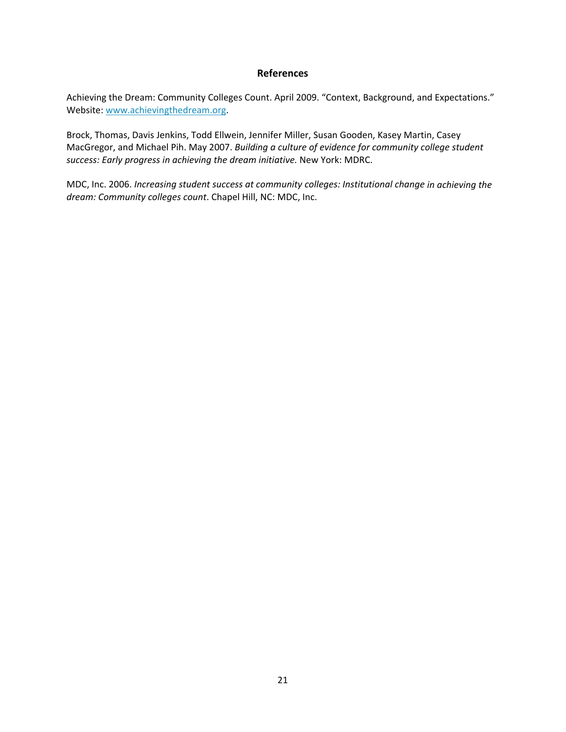## References

Achieving the Dream: Community Colleges Count. April 2009. "Context, Background, and Expectations." Website: www.achievingthedream.org.

Brock, Thomas, Davis Jenkins, Todd Ellwein, Jennifer Miller, Susan Gooden, Kasey Martin, Casey MacGregor, and Michael Pih. May 2007. *Building a culture of evidence for community college student success: Early progress in achieving the dream initiative.* New York: MDRC.

MDC, Inc. 2006. *Increasing student success at community colleges: Institutional change in achieving the dream: Community colleges count*. Chapel Hill, NC: MDC, Inc.